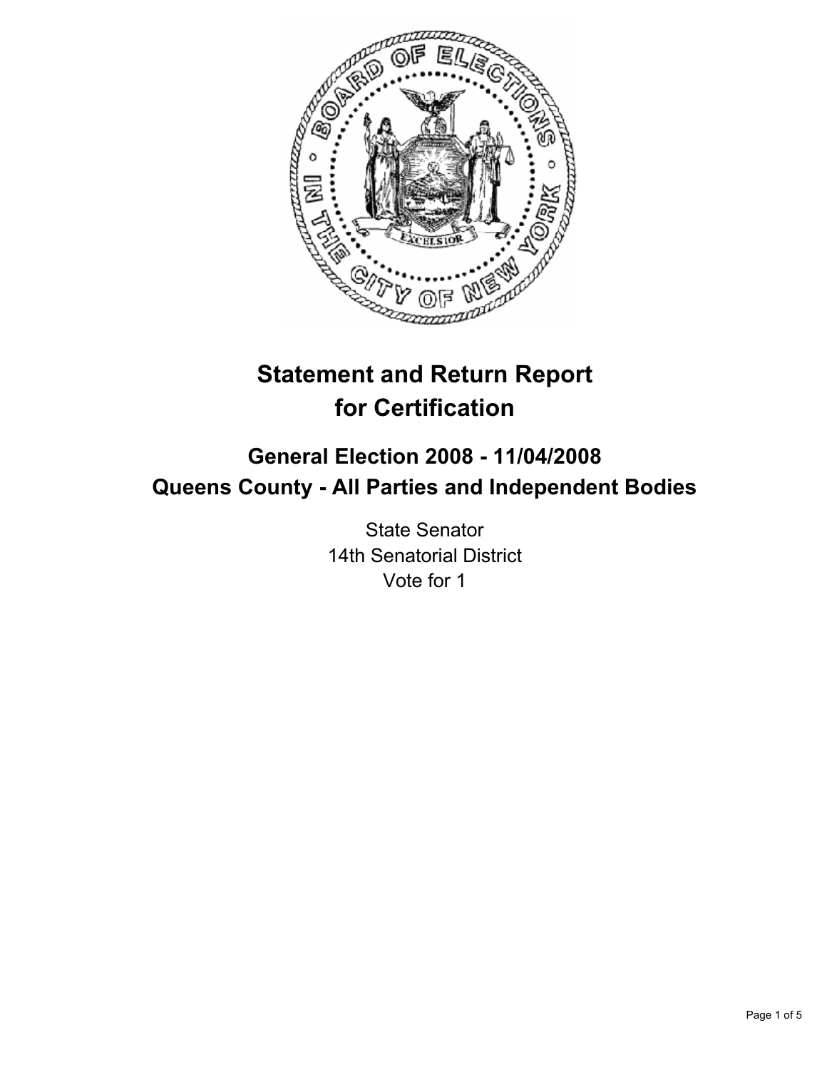# Statement and Return Report for Certification

## General Election 2008 - 11/04/2008
## Queens County - All Parties and Independent Bodies

State Senator
14th Senatorial District
Vote for 1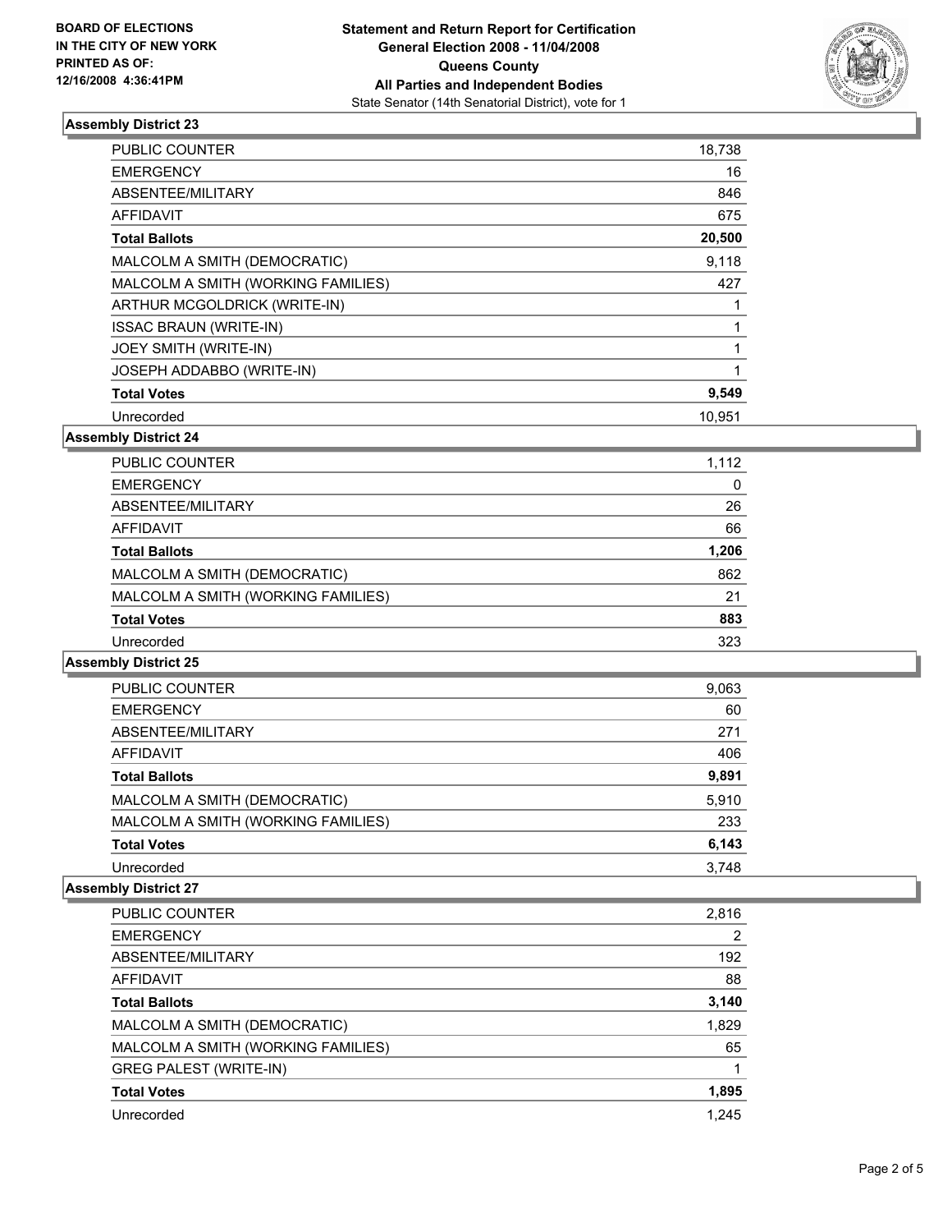**BOARD OF ELECTIONS IN THE CITY OF NEW YORK PRINTED AS OF: 12/16/2008 4:36:41PM**

**Statement and Return Report for Certification**
**General Election 2008 - 11/04/2008**
**Queens County**
**All Parties and Independent Bodies**
State Senator (14th Senatorial District), vote for 1

### Assembly District 23

| | |
|---|---|
| PUBLIC COUNTER | 18,738 |
| EMERGENCY | 16 |
| ABSENTEE/MILITARY | 846 |
| AFFIDAVIT | 675 |
| **Total Ballots** | **20,500** |
| MALCOLM A SMITH (DEMOCRATIC) | 9,118 |
| MALCOLM A SMITH (WORKING FAMILIES) | 427 |
| ARTHUR MCGOLDRICK (WRITE-IN) | 1 |
| ISSAC BRAUN (WRITE-IN) | 1 |
| JOEY SMITH (WRITE-IN) | 1 |
| JOSEPH ADDABBO (WRITE-IN) | 1 |
| **Total Votes** | **9,549** |
| Unrecorded | 10,951 |

### Assembly District 24

| | |
|---|---|
| PUBLIC COUNTER | 1,112 |
| EMERGENCY | 0 |
| ABSENTEE/MILITARY | 26 |
| AFFIDAVIT | 66 |
| **Total Ballots** | **1,206** |
| MALCOLM A SMITH (DEMOCRATIC) | 862 |
| MALCOLM A SMITH (WORKING FAMILIES) | 21 |
| **Total Votes** | **883** |
| Unrecorded | 323 |

### Assembly District 25

| | |
|---|---|
| PUBLIC COUNTER | 9,063 |
| EMERGENCY | 60 |
| ABSENTEE/MILITARY | 271 |
| AFFIDAVIT | 406 |
| **Total Ballots** | **9,891** |
| MALCOLM A SMITH (DEMOCRATIC) | 5,910 |
| MALCOLM A SMITH (WORKING FAMILIES) | 233 |
| **Total Votes** | **6,143** |
| Unrecorded | 3,748 |

### Assembly District 27

| | |
|---|---|
| PUBLIC COUNTER | 2,816 |
| EMERGENCY | 2 |
| ABSENTEE/MILITARY | 192 |
| AFFIDAVIT | 88 |
| **Total Ballots** | **3,140** |
| MALCOLM A SMITH (DEMOCRATIC) | 1,829 |
| MALCOLM A SMITH (WORKING FAMILIES) | 65 |
| GREG PALEST (WRITE-IN) | 1 |
| **Total Votes** | **1,895** |
| Unrecorded | 1,245 |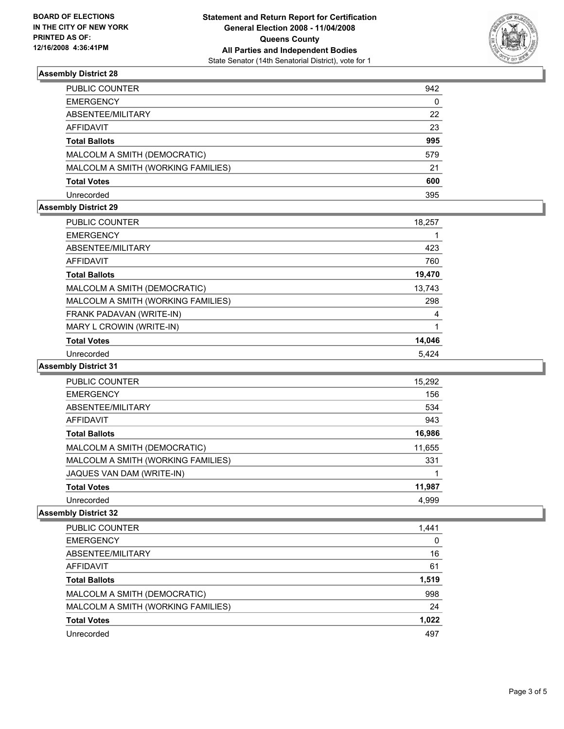**BOARD OF ELECTIONS IN THE CITY OF NEW YORK PRINTED AS OF: 12/16/2008 4:36:41PM**

**Statement and Return Report for Certification General Election 2008 - 11/04/2008 Queens County All Parties and Independent Bodies**
State Senator (14th Senatorial District), vote for 1

## Assembly District 28

| | |
|---|---|
| PUBLIC COUNTER | 942 |
| EMERGENCY | 0 |
| ABSENTEE/MILITARY | 22 |
| AFFIDAVIT | 23 |
| **Total Ballots** | **995** |
| MALCOLM A SMITH (DEMOCRATIC) | 579 |
| MALCOLM A SMITH (WORKING FAMILIES) | 21 |
| **Total Votes** | **600** |
| Unrecorded | 395 |

## Assembly District 29

| | |
|---|---|
| PUBLIC COUNTER | 18,257 |
| EMERGENCY | 1 |
| ABSENTEE/MILITARY | 423 |
| AFFIDAVIT | 760 |
| **Total Ballots** | **19,470** |
| MALCOLM A SMITH (DEMOCRATIC) | 13,743 |
| MALCOLM A SMITH (WORKING FAMILIES) | 298 |
| FRANK PADAVAN (WRITE-IN) | 4 |
| MARY L CROWIN (WRITE-IN) | 1 |
| **Total Votes** | **14,046** |
| Unrecorded | 5,424 |

## Assembly District 31

| | |
|---|---|
| PUBLIC COUNTER | 15,292 |
| EMERGENCY | 156 |
| ABSENTEE/MILITARY | 534 |
| AFFIDAVIT | 943 |
| **Total Ballots** | **16,986** |
| MALCOLM A SMITH (DEMOCRATIC) | 11,655 |
| MALCOLM A SMITH (WORKING FAMILIES) | 331 |
| JAQUES VAN DAM (WRITE-IN) | 1 |
| **Total Votes** | **11,987** |
| Unrecorded | 4,999 |

## Assembly District 32

| | |
|---|---|
| PUBLIC COUNTER | 1,441 |
| EMERGENCY | 0 |
| ABSENTEE/MILITARY | 16 |
| AFFIDAVIT | 61 |
| **Total Ballots** | **1,519** |
| MALCOLM A SMITH (DEMOCRATIC) | 998 |
| MALCOLM A SMITH (WORKING FAMILIES) | 24 |
| **Total Votes** | **1,022** |
| Unrecorded | 497 |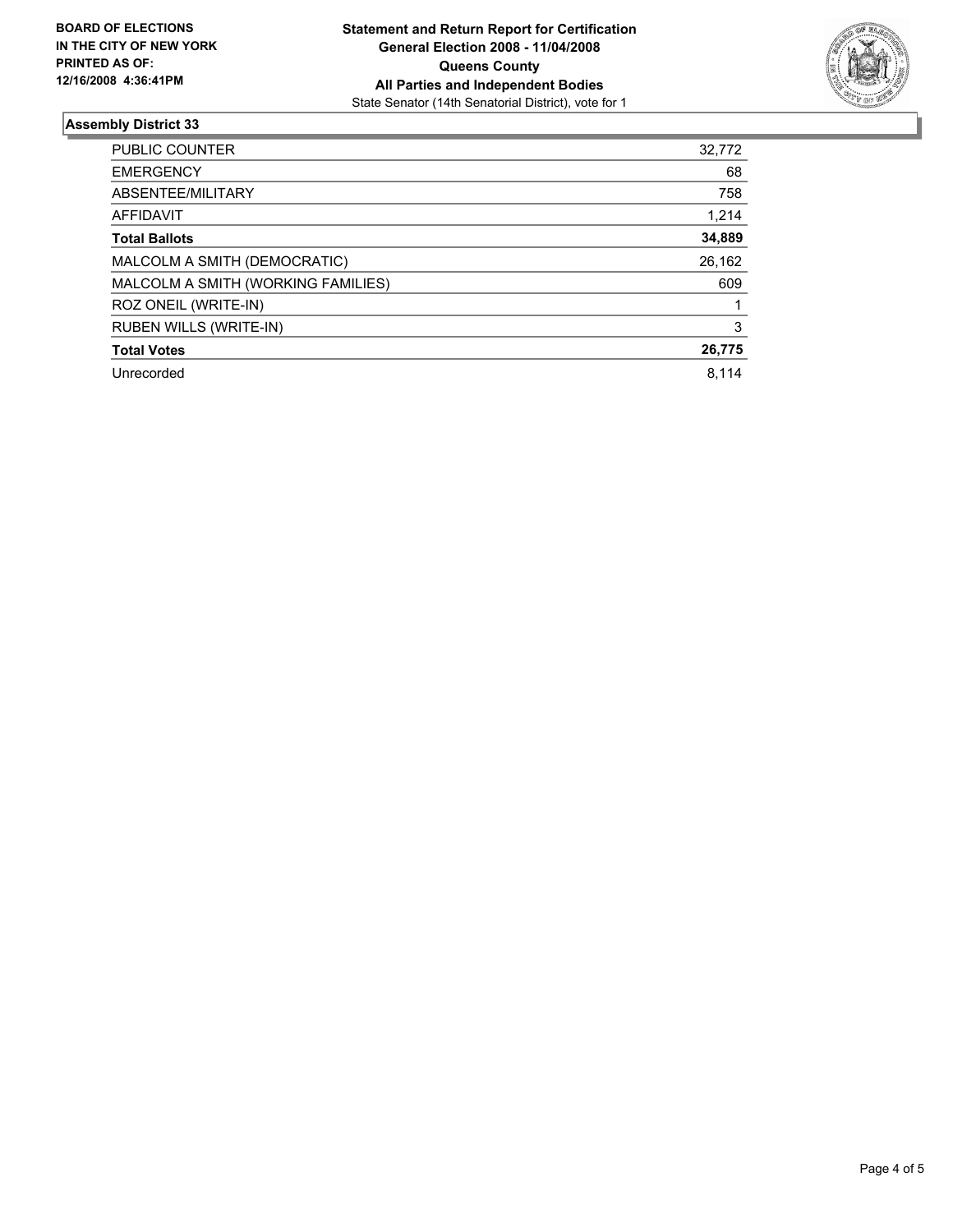**BOARD OF ELECTIONS IN THE CITY OF NEW YORK PRINTED AS OF: 12/16/2008 4:36:41PM**

**Statement and Return Report for Certification**
**General Election 2008 - 11/04/2008**
**Queens County**
**All Parties and Independent Bodies**
State Senator (14th Senatorial District), vote for 1

## Assembly District 33

| | |
|---|---|
| PUBLIC COUNTER | 32,772 |
| EMERGENCY | 68 |
| ABSENTEE/MILITARY | 758 |
| AFFIDAVIT | 1,214 |
| **Total Ballots** | **34,889** |
| MALCOLM A SMITH (DEMOCRATIC) | 26,162 |
| MALCOLM A SMITH (WORKING FAMILIES) | 609 |
| ROZ ONEIL (WRITE-IN) | 1 |
| RUBEN WILLS (WRITE-IN) | 3 |
| **Total Votes** | **26,775** |
| Unrecorded | 8,114 |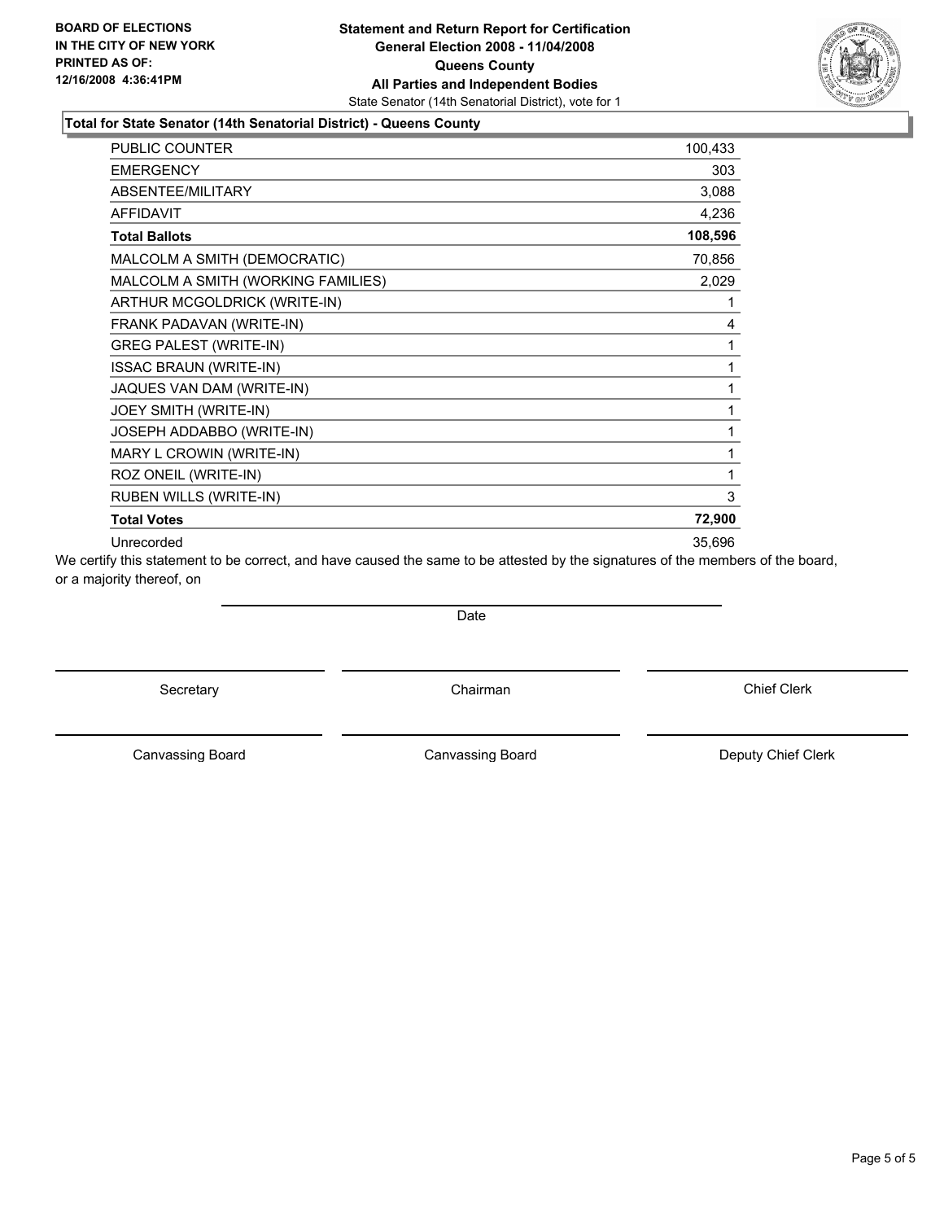**BOARD OF ELECTIONS**
**IN THE CITY OF NEW YORK**
**PRINTED AS OF:**
**12/16/2008 4:36:41PM**

**Statement and Return Report for Certification**
**General Election 2008 - 11/04/2008**
**Queens County**
**All Parties and Independent Bodies**
State Senator (14th Senatorial District), vote for 1

### Total for State Senator (14th Senatorial District) - Queens County

| | |
|---|---|
| PUBLIC COUNTER | 100,433 |
| EMERGENCY | 303 |
| ABSENTEE/MILITARY | 3,088 |
| AFFIDAVIT | 4,236 |
| **Total Ballots** | **108,596** |
| MALCOLM A SMITH (DEMOCRATIC) | 70,856 |
| MALCOLM A SMITH (WORKING FAMILIES) | 2,029 |
| ARTHUR MCGOLDRICK (WRITE-IN) | 1 |
| FRANK PADAVAN (WRITE-IN) | 4 |
| GREG PALEST (WRITE-IN) | 1 |
| ISSAC BRAUN (WRITE-IN) | 1 |
| JAQUES VAN DAM (WRITE-IN) | 1 |
| JOEY SMITH (WRITE-IN) | 1 |
| JOSEPH ADDABBO (WRITE-IN) | 1 |
| MARY L CROWIN (WRITE-IN) | 1 |
| ROZ ONEIL (WRITE-IN) | 1 |
| RUBEN WILLS (WRITE-IN) | 3 |
| **Total Votes** | **72,900** |
| Unrecorded | 35,696 |

We certify this statement to be correct, and have caused the same to be attested by the signatures of the members of the board, or a majority thereof, on

Date

Secretary | Chairman | Chief Clerk

Canvassing Board | Canvassing Board | Deputy Chief Clerk